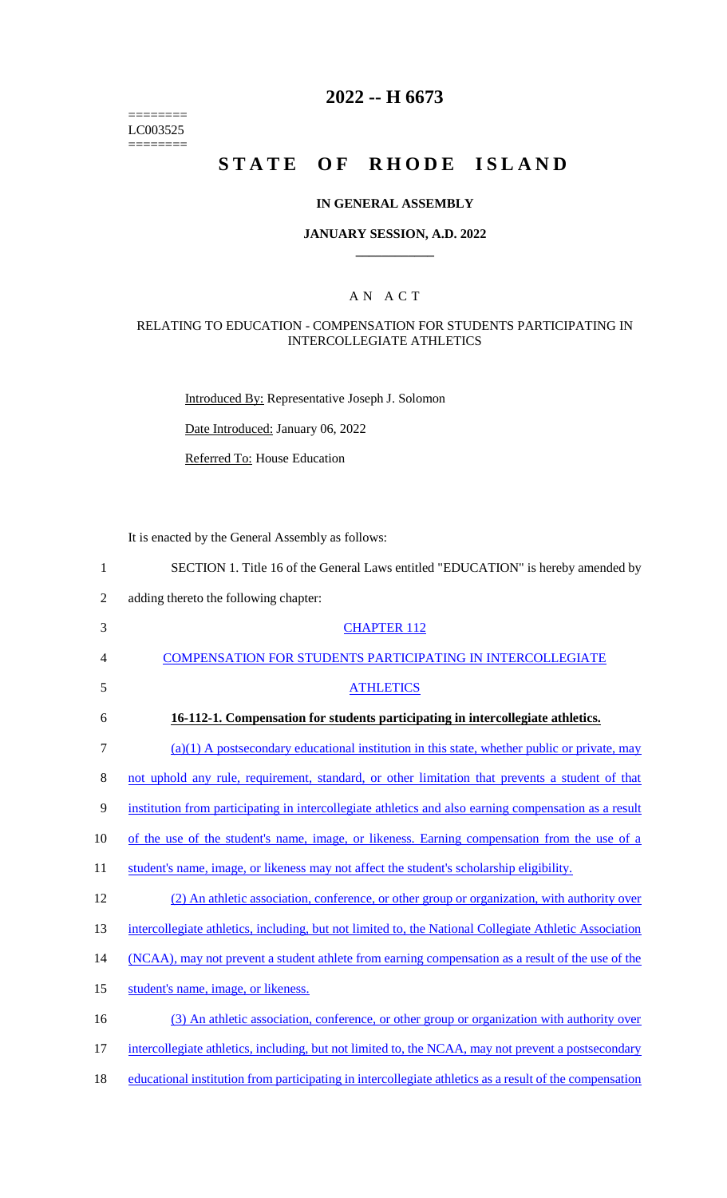========
LC003525
========

# 2022 -- H 6673

# STATE OF RHODE ISLAND

### IN GENERAL ASSEMBLY

### JANUARY SESSION, A.D. 2022

## A N A C T

### RELATING TO EDUCATION - COMPENSATION FOR STUDENTS PARTICIPATING IN INTERCOLLEGIATE ATHLETICS

Introduced By: Representative Joseph J. Solomon

Date Introduced: January 06, 2022

Referred To: House Education

It is enacted by the General Assembly as follows:

1 SECTION 1. Title 16 of the General Laws entitled "EDUCATION" is hereby amended by
2 adding thereto the following chapter:

3 CHAPTER 112

4 COMPENSATION FOR STUDENTS PARTICIPATING IN INTERCOLLEGIATE

5 ATHLETICS

6 **16-112-1. Compensation for students participating in intercollegiate athletics.**

7 (a)(1) A postsecondary educational institution in this state, whether public or private, may
8 not uphold any rule, requirement, standard, or other limitation that prevents a student of that
9 institution from participating in intercollegiate athletics and also earning compensation as a result
10 of the use of the student's name, image, or likeness. Earning compensation from the use of a
11 student's name, image, or likeness may not affect the student's scholarship eligibility.

12 (2) An athletic association, conference, or other group or organization, with authority over
13 intercollegiate athletics, including, but not limited to, the National Collegiate Athletic Association
14 (NCAA), may not prevent a student athlete from earning compensation as a result of the use of the
15 student's name, image, or likeness.

16 (3) An athletic association, conference, or other group or organization with authority over
17 intercollegiate athletics, including, but not limited to, the NCAA, may not prevent a postsecondary
18 educational institution from participating in intercollegiate athletics as a result of the compensation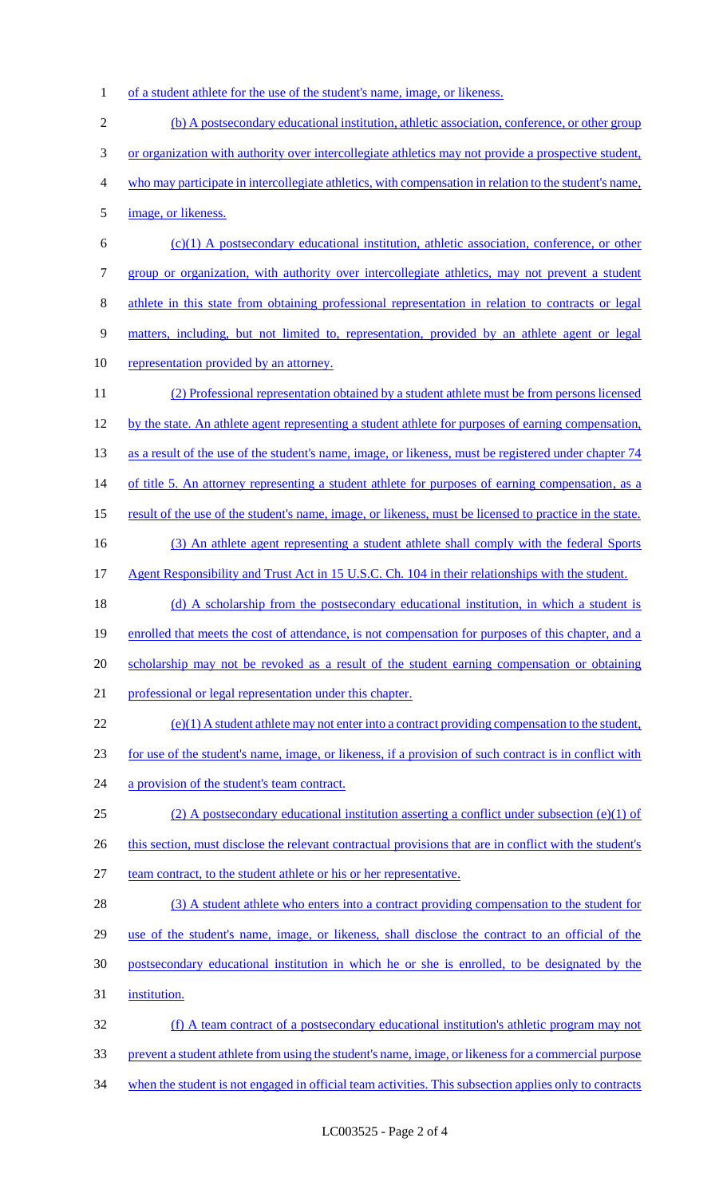of a student athlete for the use of the student's name, image, or likeness.

(b) A postsecondary educational institution, athletic association, conference, or other group or organization with authority over intercollegiate athletics may not provide a prospective student, who may participate in intercollegiate athletics, with compensation in relation to the student's name, image, or likeness.

(c)(1) A postsecondary educational institution, athletic association, conference, or other group or organization, with authority over intercollegiate athletics, may not prevent a student athlete in this state from obtaining professional representation in relation to contracts or legal matters, including, but not limited to, representation, provided by an athlete agent or legal representation provided by an attorney.

(2) Professional representation obtained by a student athlete must be from persons licensed by the state. An athlete agent representing a student athlete for purposes of earning compensation, as a result of the use of the student's name, image, or likeness, must be registered under chapter 74 of title 5. An attorney representing a student athlete for purposes of earning compensation, as a result of the use of the student's name, image, or likeness, must be licensed to practice in the state.

(3) An athlete agent representing a student athlete shall comply with the federal Sports Agent Responsibility and Trust Act in 15 U.S.C. Ch. 104 in their relationships with the student.

(d) A scholarship from the postsecondary educational institution, in which a student is enrolled that meets the cost of attendance, is not compensation for purposes of this chapter, and a scholarship may not be revoked as a result of the student earning compensation or obtaining professional or legal representation under this chapter.

(e)(1) A student athlete may not enter into a contract providing compensation to the student, for use of the student's name, image, or likeness, if a provision of such contract is in conflict with a provision of the student's team contract.

(2) A postsecondary educational institution asserting a conflict under subsection (e)(1) of this section, must disclose the relevant contractual provisions that are in conflict with the student's team contract, to the student athlete or his or her representative.

(3) A student athlete who enters into a contract providing compensation to the student for use of the student's name, image, or likeness, shall disclose the contract to an official of the postsecondary educational institution in which he or she is enrolled, to be designated by the institution.

(f) A team contract of a postsecondary educational institution's athletic program may not prevent a student athlete from using the student's name, image, or likeness for a commercial purpose when the student is not engaged in official team activities. This subsection applies only to contracts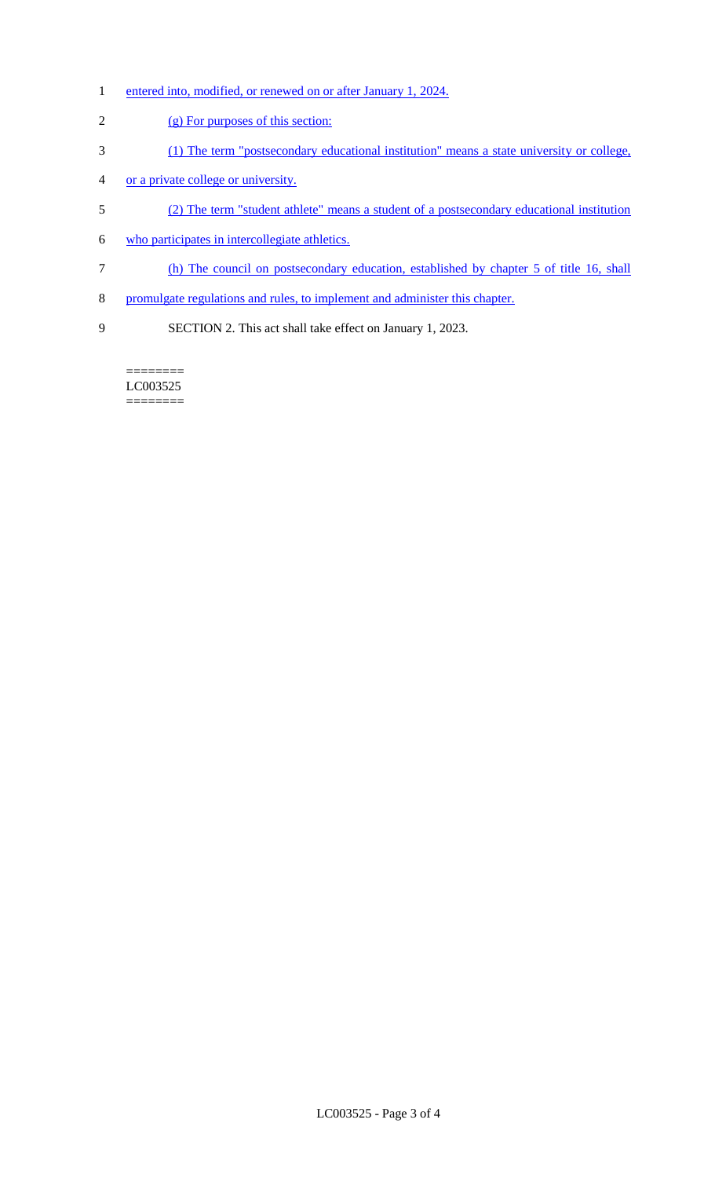entered into, modified, or renewed on or after January 1, 2024.

(g) For purposes of this section:

(1) The term "postsecondary educational institution" means a state university or college, or a private college or university.

(2) The term "student athlete" means a student of a postsecondary educational institution who participates in intercollegiate athletics.

(h) The council on postsecondary education, established by chapter 5 of title 16, shall promulgate regulations and rules, to implement and administer this chapter.

SECTION 2. This act shall take effect on January 1, 2023.

========
LC003525
========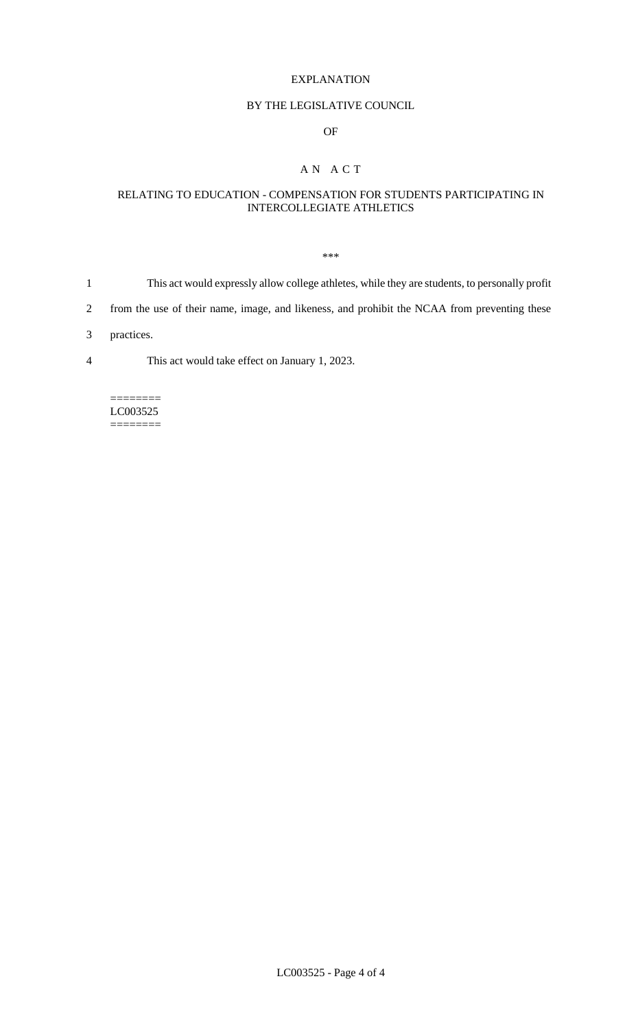EXPLANATION

BY THE LEGISLATIVE COUNCIL

OF

A N A C T

RELATING TO EDUCATION - COMPENSATION FOR STUDENTS PARTICIPATING IN INTERCOLLEGIATE ATHLETICS

\*\*\*

1 This act would expressly allow college athletes, while they are students, to personally profit
2 from the use of their name, image, and likeness, and prohibit the NCAA from preventing these
3 practices.

4 This act would take effect on January 1, 2023.

========
LC003525
========